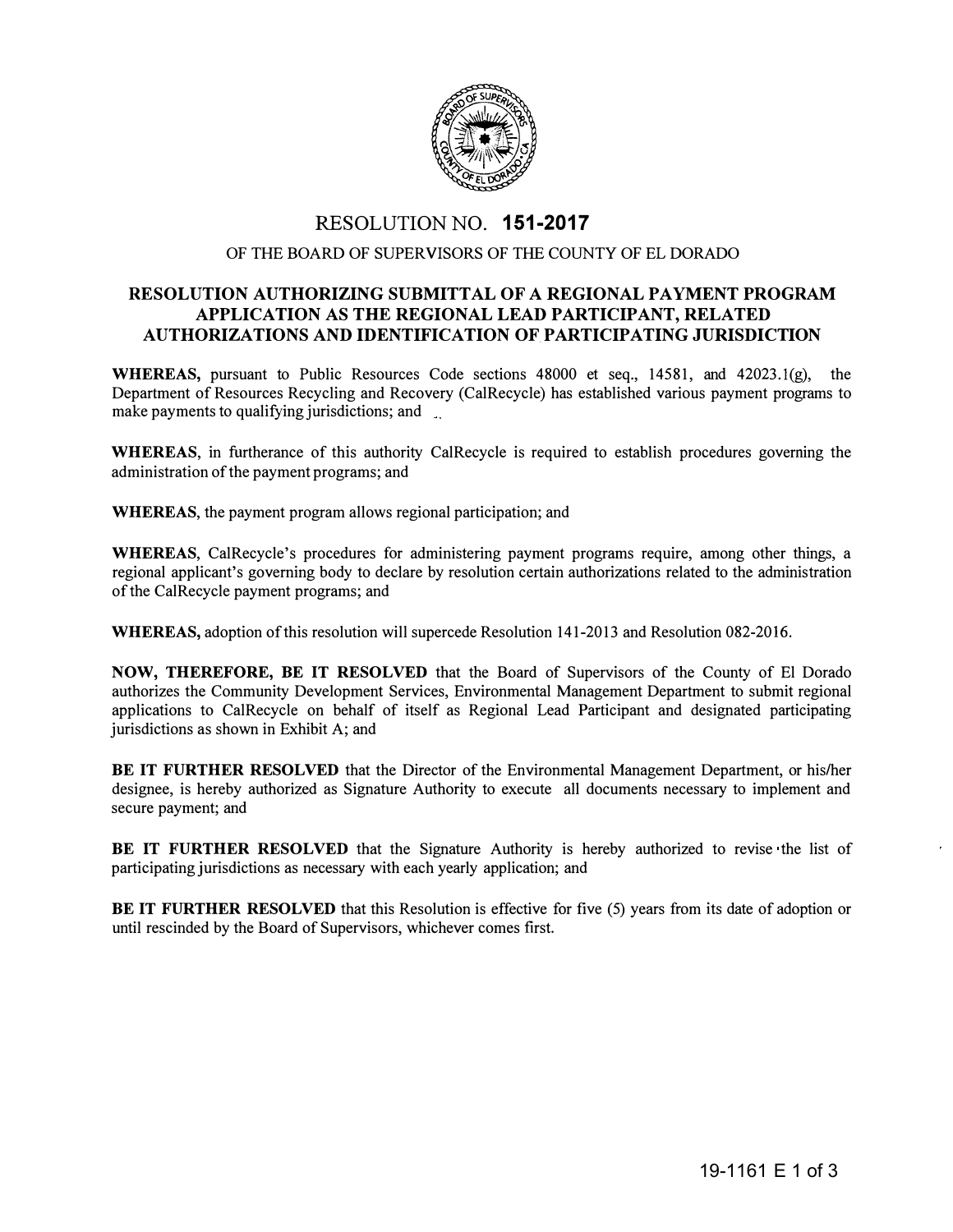# RESOLUTION NO. **151-2017**

OF THE BOARD OF SUPERVISORS OF THE COUNTY OF EL DORADO

## RESOLUTION AUTHORIZING SUBMITTAL OF A REGIONAL PAYMENT PROGRAM APPLICATION AS THE REGIONAL LEAD PARTICIPANT, RELATED AUTHORIZATIONS AND IDENTIFICATION OF PARTICIPATING JURISDICTION

**WHEREAS,** pursuant to Public Resources Code sections 48000 et seq., 14581, and 42023.1(g), the Department of Resources Recycling and Recovery (CalRecycle) has established various payment programs to make payments to qualifying jurisdictions; and

**WHEREAS**, in furtherance of this authority CalRecycle is required to establish procedures governing the administration of the payment programs; and

**WHEREAS**, the payment program allows regional participation; and

**WHEREAS**, CalRecycle's procedures for administering payment programs require, among other things, a regional applicant's governing body to declare by resolution certain authorizations related to the administration of the CalRecycle payment programs; and

**WHEREAS,** adoption of this resolution will supercede Resolution 141-2013 and Resolution 082-2016.

**NOW, THEREFORE, BE IT RESOLVED** that the Board of Supervisors of the County of El Dorado authorizes the Community Development Services, Environmental Management Department to submit regional applications to CalRecycle on behalf of itself as Regional Lead Participant and designated participating jurisdictions as shown in Exhibit A; and

**BE IT FURTHER RESOLVED** that the Director of the Environmental Management Department, or his/her designee, is hereby authorized as Signature Authority to execute all documents necessary to implement and secure payment; and

**BE IT FURTHER RESOLVED** that the Signature Authority is hereby authorized to revise the list of participating jurisdictions as necessary with each yearly application; and

**BE IT FURTHER RESOLVED** that this Resolution is effective for five (5) years from its date of adoption or until rescinded by the Board of Supervisors, whichever comes first.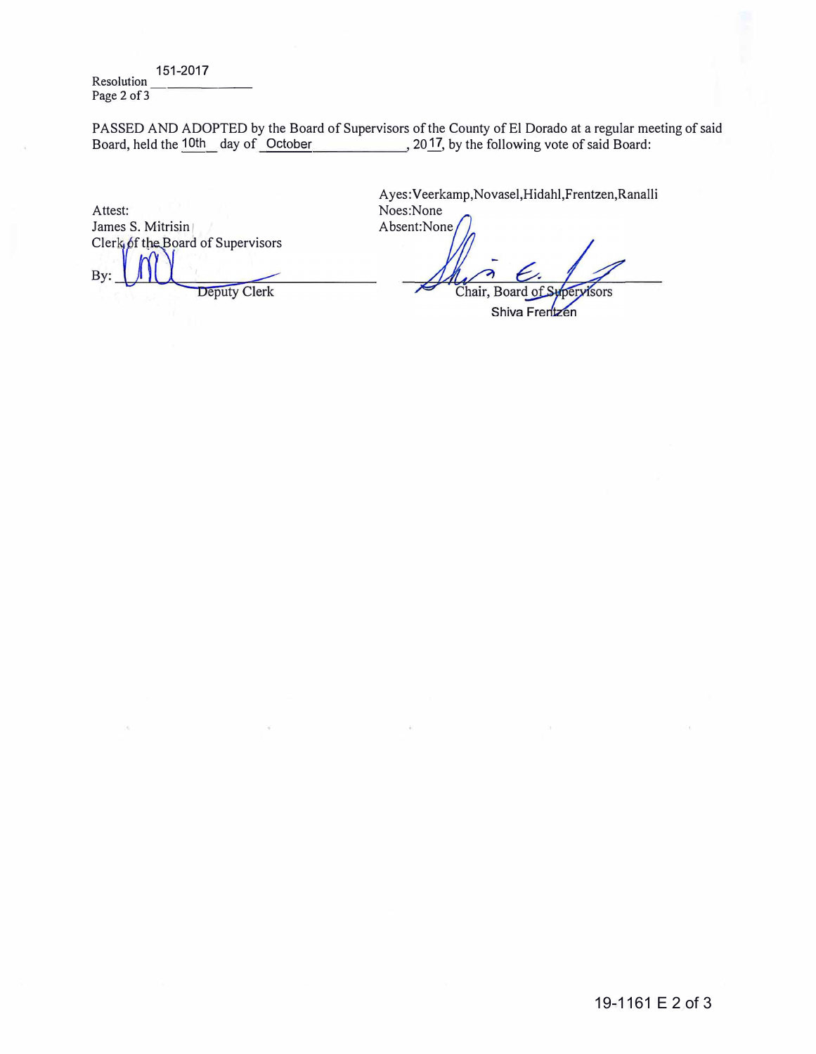Resolution 151-2017
Page 2 of 3

PASSED AND ADOPTED by the Board of Supervisors of the County of El Dorado at a regular meeting of said Board, held the 10th day of October, 2017, by the following vote of said Board:

Ayes: Veerkamp, Novasel, Hidahl, Frentzen, Ranalli
Noes: None
Absent: None

Attest:
James S. Mitrisin
Clerk of the Board of Supervisors

By: ______________________
Deputy Clerk

______________________
Chair, Board of Supervisors
Shiva Frentzen

19-1161 E 2 of 3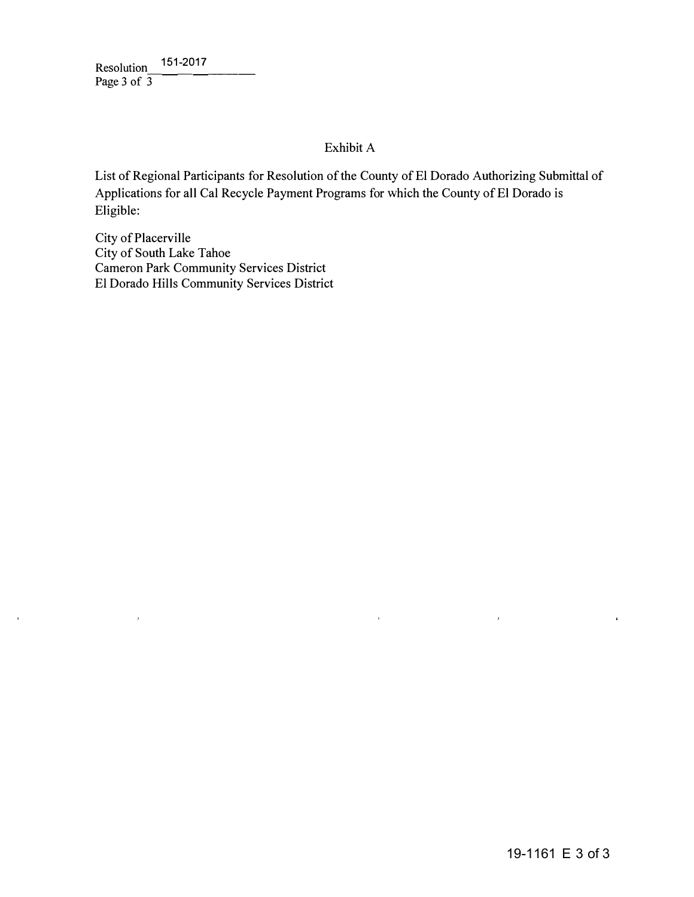Resolution 151-2017

## Exhibit A

List of Regional Participants for Resolution of the County of El Dorado Authorizing Submittal of Applications for all Cal Recycle Payment Programs for which the County of El Dorado is Eligible:

City of Placerville
City of South Lake Tahoe
Cameron Park Community Services District
El Dorado Hills Community Services District